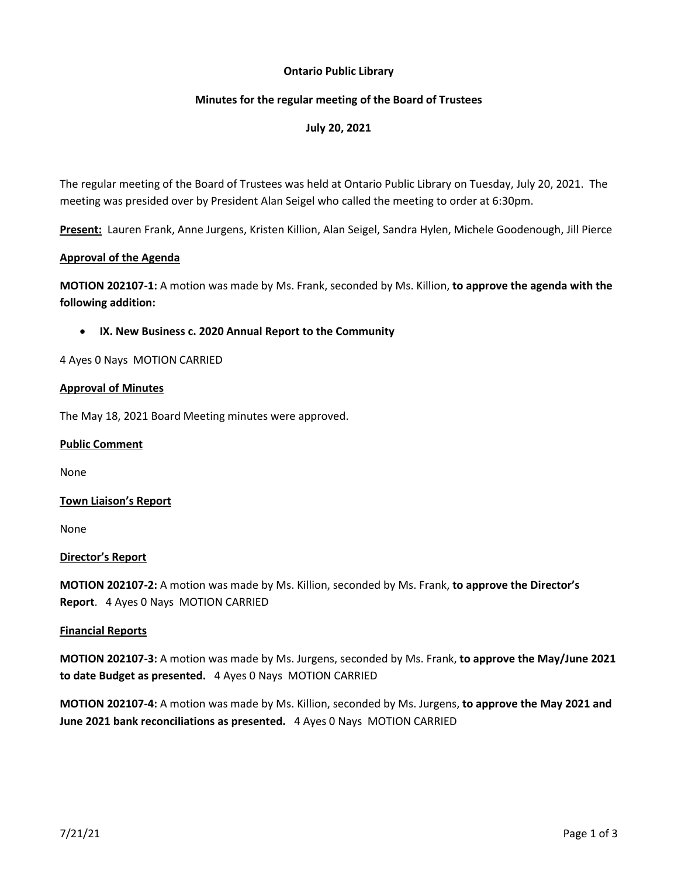**Ontario Public Library**

**Minutes for the regular meeting of the Board of Trustees**

**July 20, 2021**

The regular meeting of the Board of Trustees was held at Ontario Public Library on Tuesday, July 20, 2021. The meeting was presided over by President Alan Seigel who called the meeting to order at 6:30pm.

**Present:** Lauren Frank, Anne Jurgens, Kristen Killion, Alan Seigel, Sandra Hylen, Michele Goodenough, Jill Pierce

**Approval of the Agenda**

**MOTION 202107-1:** A motion was made by Ms. Frank, seconded by Ms. Killion, **to approve the agenda with the following addition:**

- **IX. New Business c. 2020 Annual Report to the Community**

4 Ayes 0 Nays MOTION CARRIED

**Approval of Minutes**

The May 18, 2021 Board Meeting minutes were approved.

**Public Comment**

None

**Town Liaison's Report**

None

**Director's Report**

**MOTION 202107-2:** A motion was made by Ms. Killion, seconded by Ms. Frank, **to approve the Director's Report**. 4 Ayes 0 Nays MOTION CARRIED

**Financial Reports**

**MOTION 202107-3:** A motion was made by Ms. Jurgens, seconded by Ms. Frank, **to approve the May/June 2021 to date Budget as presented.** 4 Ayes 0 Nays MOTION CARRIED

**MOTION 202107-4:** A motion was made by Ms. Killion, seconded by Ms. Jurgens, **to approve the May 2021 and June 2021 bank reconciliations as presented.** 4 Ayes 0 Nays MOTION CARRIED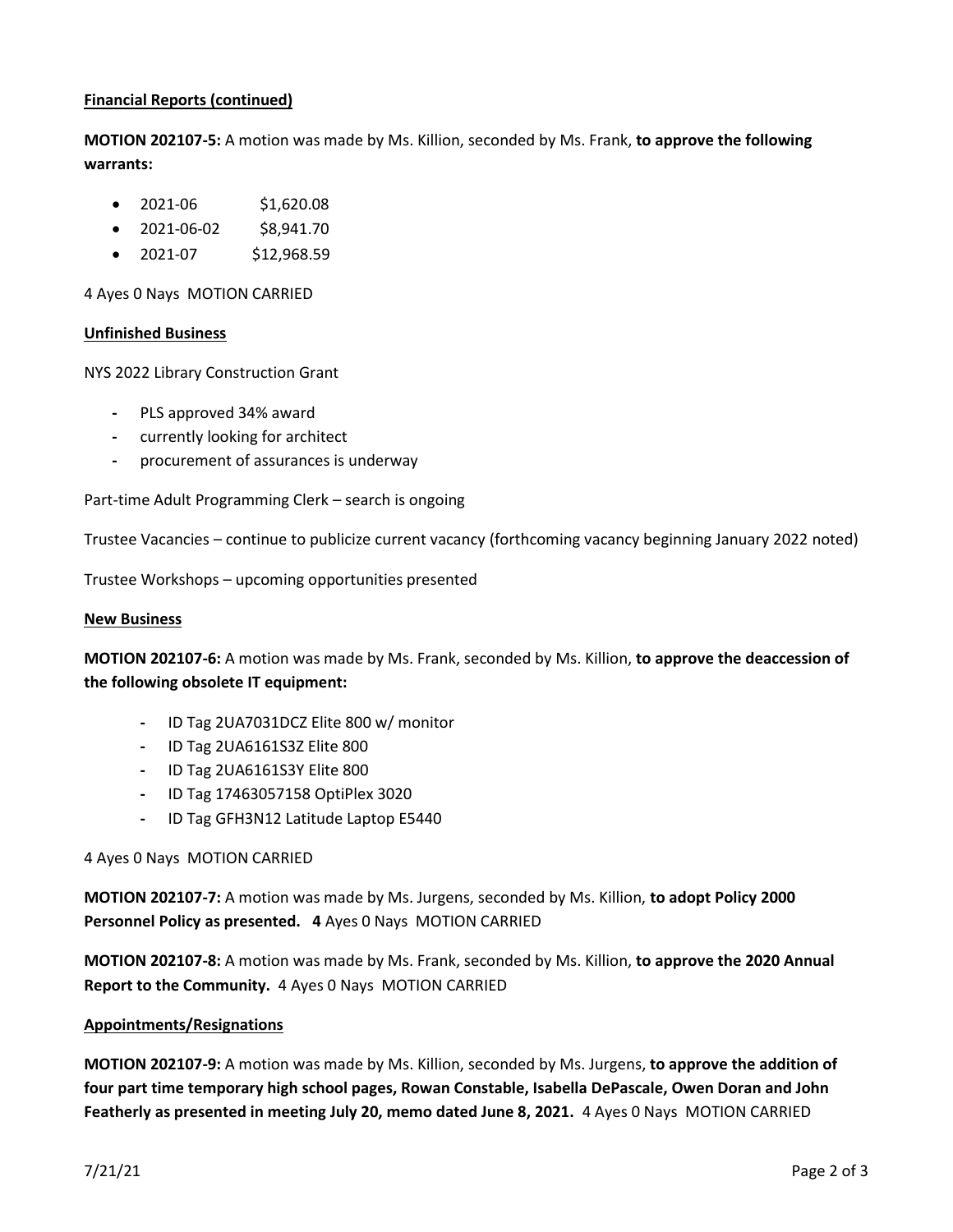**Financial Reports (continued)**

**MOTION 202107-5:** A motion was made by Ms. Killion, seconded by Ms. Frank, **to approve the following warrants:**

- 2021-06 $1,620.08
- 2021-06-02 $8,941.70
- 2021-07 $12,968.59

4 Ayes 0 Nays MOTION CARRIED

**Unfinished Business**

NYS 2022 Library Construction Grant

- PLS approved 34% award
- currently looking for architect
- procurement of assurances is underway

Part-time Adult Programming Clerk – search is ongoing

Trustee Vacancies – continue to publicize current vacancy (forthcoming vacancy beginning January 2022 noted)

Trustee Workshops – upcoming opportunities presented

**New Business**

**MOTION 202107-6:** A motion was made by Ms. Frank, seconded by Ms. Killion, **to approve the deaccession of the following obsolete IT equipment:**

- ID Tag 2UA7031DCZ Elite 800 w/ monitor
- ID Tag 2UA6161S3Z Elite 800
- ID Tag 2UA6161S3Y Elite 800
- ID Tag 17463057158 OptiPlex 3020
- ID Tag GFH3N12 Latitude Laptop E5440

4 Ayes 0 Nays MOTION CARRIED

**MOTION 202107-7:** A motion was made by Ms. Jurgens, seconded by Ms. Killion, **to adopt Policy 2000 Personnel Policy as presented. 4** Ayes 0 Nays MOTION CARRIED

**MOTION 202107-8:** A motion was made by Ms. Frank, seconded by Ms. Killion, **to approve the 2020 Annual Report to the Community.** 4 Ayes 0 Nays MOTION CARRIED

**Appointments/Resignations**

**MOTION 202107-9:** A motion was made by Ms. Killion, seconded by Ms. Jurgens, **to approve the addition of four part time temporary high school pages, Rowan Constable, Isabella DePascale, Owen Doran and John Featherly as presented in meeting July 20, memo dated June 8, 2021.** 4 Ayes 0 Nays MOTION CARRIED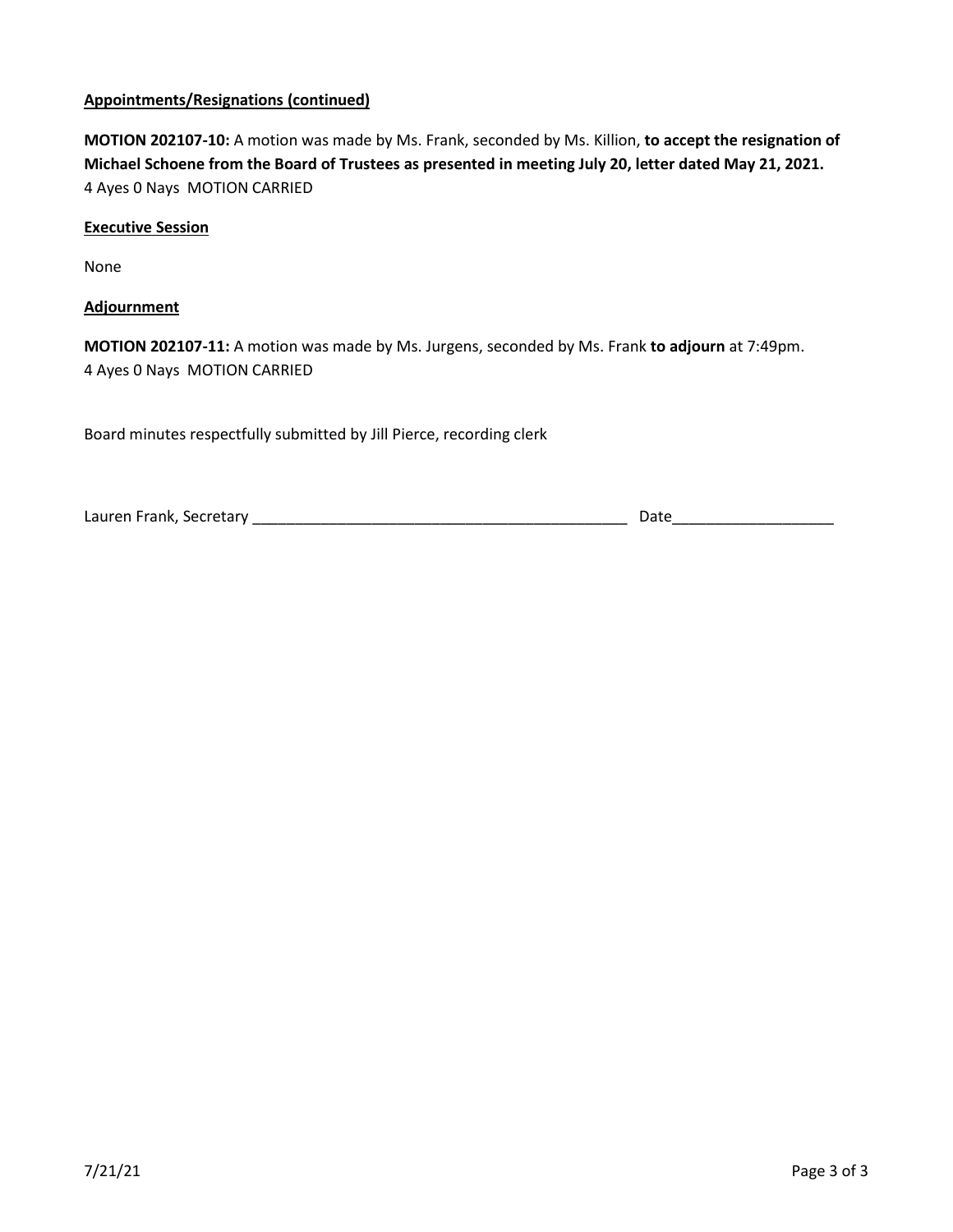**Appointments/Resignations (continued)**

**MOTION 202107-10:** A motion was made by Ms. Frank, seconded by Ms. Killion, **to accept the resignation of Michael Schoene from the Board of Trustees as presented in meeting July 20, letter dated May 21, 2021.**
4 Ayes 0 Nays MOTION CARRIED

**Executive Session**

None

**Adjournment**

**MOTION 202107-11:** A motion was made by Ms. Jurgens, seconded by Ms. Frank **to adjourn** at 7:49pm.
4 Ayes 0 Nays MOTION CARRIED

Board minutes respectfully submitted by Jill Pierce, recording clerk

Lauren Frank, Secretary _____________________________________________ Date___________________

7/21/21